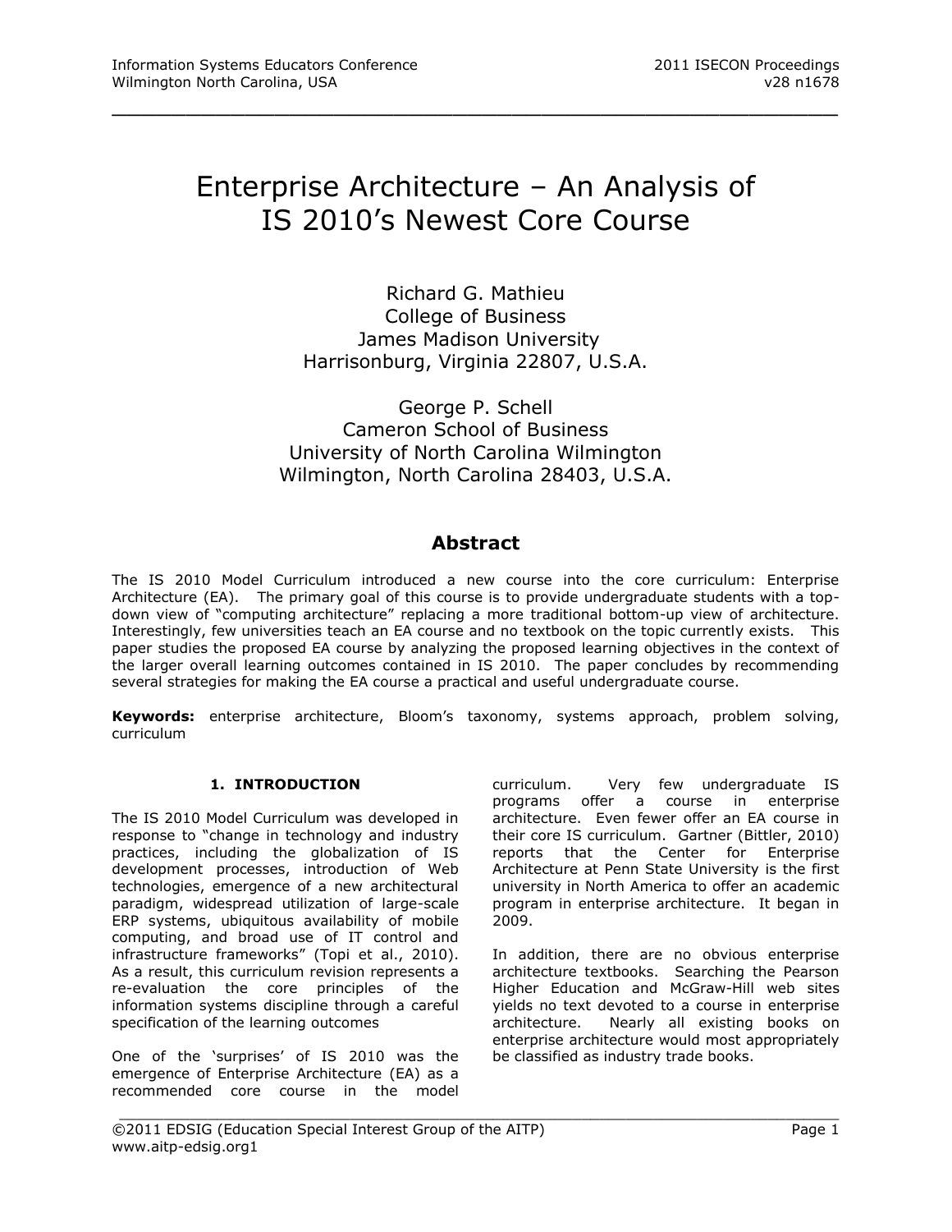# Enterprise Architecture – An Analysis of IS 2010's Newest Core Course

Richard G. Mathieu
College of Business
James Madison University
Harrisonburg, Virginia 22807, U.S.A.

George P. Schell
Cameron School of Business
University of North Carolina Wilmington
Wilmington, North Carolina 28403, U.S.A.

## Abstract

The IS 2010 Model Curriculum introduced a new course into the core curriculum: Enterprise Architecture (EA). The primary goal of this course is to provide undergraduate students with a top-down view of "computing architecture" replacing a more traditional bottom-up view of architecture. Interestingly, few universities teach an EA course and no textbook on the topic currently exists. This paper studies the proposed EA course by analyzing the proposed learning objectives in the context of the larger overall learning outcomes contained in IS 2010. The paper concludes by recommending several strategies for making the EA course a practical and useful undergraduate course.

**Keywords:** enterprise architecture, Bloom's taxonomy, systems approach, problem solving, curriculum

## 1. INTRODUCTION

The IS 2010 Model Curriculum was developed in response to "change in technology and industry practices, including the globalization of IS development processes, introduction of Web technologies, emergence of a new architectural paradigm, widespread utilization of large-scale ERP systems, ubiquitous availability of mobile computing, and broad use of IT control and infrastructure frameworks" (Topi et al., 2010). As a result, this curriculum revision represents a re-evaluation the core principles of the information systems discipline through a careful specification of the learning outcomes

One of the 'surprises' of IS 2010 was the emergence of Enterprise Architecture (EA) as a recommended core course in the model curriculum. Very few undergraduate IS programs offer a course in enterprise architecture. Even fewer offer an EA course in their core IS curriculum. Gartner (Bittler, 2010) reports that the Center for Enterprise Architecture at Penn State University is the first university in North America to offer an academic program in enterprise architecture. It began in 2009.

In addition, there are no obvious enterprise architecture textbooks. Searching the Pearson Higher Education and McGraw-Hill web sites yields no text devoted to a course in enterprise architecture. Nearly all existing books on enterprise architecture would most appropriately be classified as industry trade books.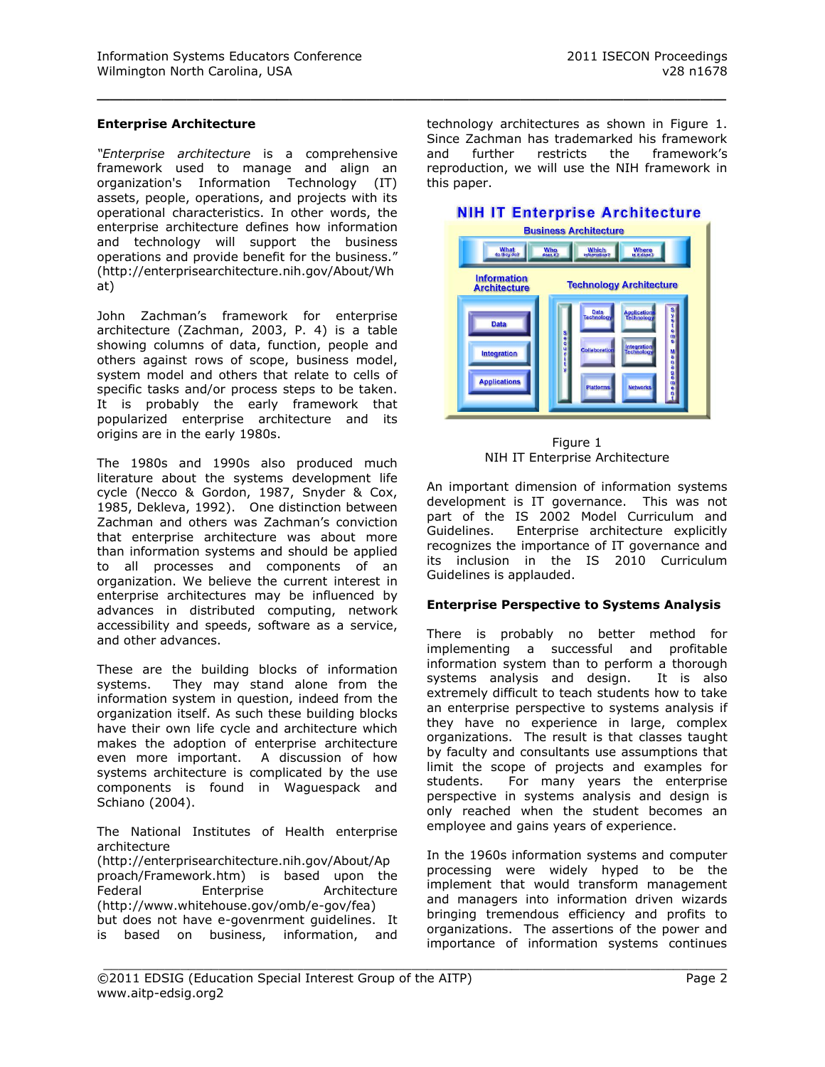**Enterprise Architecture**

*"Enterprise architecture* is a comprehensive framework used to manage and align an organization's Information Technology (IT) assets, people, operations, and projects with its operational characteristics. In other words, the enterprise architecture defines how information and technology will support the business operations and provide benefit for the business." (http://enterprisearchitecture.nih.gov/About/What)

John Zachman's framework for enterprise architecture (Zachman, 2003, P. 4) is a table showing columns of data, function, people and others against rows of scope, business model, system model and others that relate to cells of specific tasks and/or process steps to be taken. It is probably the early framework that popularized enterprise architecture and its origins are in the early 1980s.

The 1980s and 1990s also produced much literature about the systems development life cycle (Necco & Gordon, 1987, Snyder & Cox, 1985, Dekleva, 1992). One distinction between Zachman and others was Zachman's conviction that enterprise architecture was about more than information systems and should be applied to all processes and components of an organization. We believe the current interest in enterprise architectures may be influenced by advances in distributed computing, network accessibility and speeds, software as a service, and other advances.

These are the building blocks of information systems. They may stand alone from the information system in question, indeed from the organization itself. As such these building blocks have their own life cycle and architecture which makes the adoption of enterprise architecture even more important. A discussion of how systems architecture is complicated by the use components is found in Waguespack and Schiano (2004).

The National Institutes of Health enterprise architecture (http://enterprisearchitecture.nih.gov/About/Approach/Framework.htm) is based upon the Federal Enterprise Architecture (http://www.whitehouse.gov/omb/e-gov/fea) but does not have e-govenrment guidelines. It is based on business, information, and technology architectures as shown in Figure 1. Since Zachman has trademarked his framework and further restricts the framework's reproduction, we will use the NIH framework in this paper.

Figure 1
NIH IT Enterprise Architecture

An important dimension of information systems development is IT governance. This was not part of the IS 2002 Model Curriculum and Guidelines. Enterprise architecture explicitly recognizes the importance of IT governance and its inclusion in the IS 2010 Curriculum Guidelines is applauded.

**Enterprise Perspective to Systems Analysis**

There is probably no better method for implementing a successful and profitable information system than to perform a thorough systems analysis and design. It is also extremely difficult to teach students how to take an enterprise perspective to systems analysis if they have no experience in large, complex organizations. The result is that classes taught by faculty and consultants use assumptions that limit the scope of projects and examples for students. For many years the enterprise perspective in systems analysis and design is only reached when the student becomes an employee and gains years of experience.

In the 1960s information systems and computer processing were widely hyped to be the implement that would transform management and managers into information driven wizards bringing tremendous efficiency and profits to organizations. The assertions of the power and importance of information systems continues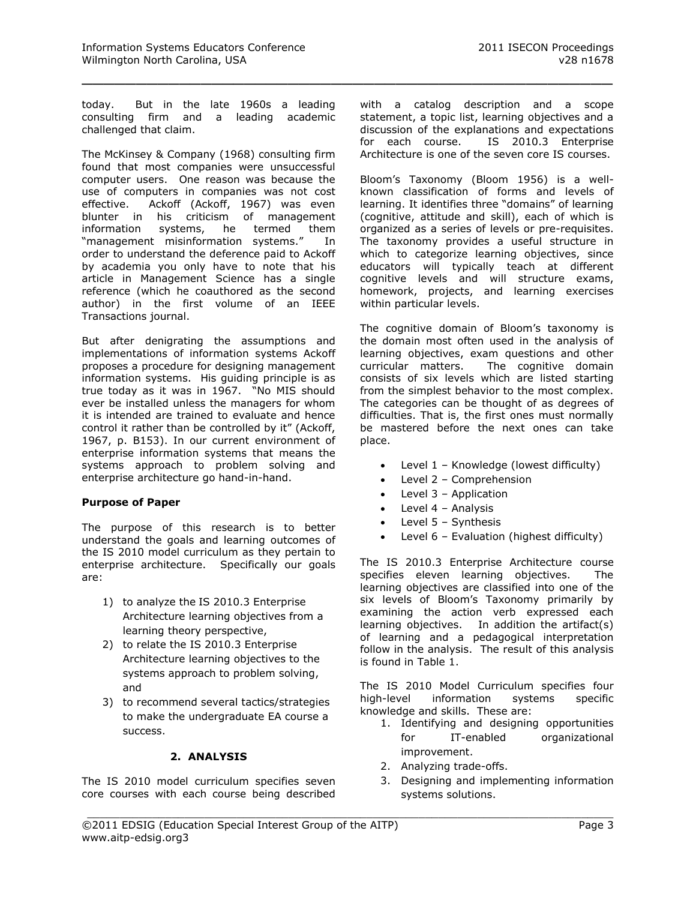today. But in the late 1960s a leading consulting firm and a leading academic challenged that claim.

The McKinsey & Company (1968) consulting firm found that most companies were unsuccessful computer users. One reason was because the use of computers in companies was not cost effective. Ackoff (Ackoff, 1967) was even blunter in his criticism of management information systems, he termed them "management misinformation systems." In order to understand the deference paid to Ackoff by academia you only have to note that his article in Management Science has a single reference (which he coauthored as the second author) in the first volume of an IEEE Transactions journal.

But after denigrating the assumptions and implementations of information systems Ackoff proposes a procedure for designing management information systems. His guiding principle is as true today as it was in 1967. "No MIS should ever be installed unless the managers for whom it is intended are trained to evaluate and hence control it rather than be controlled by it" (Ackoff, 1967, p. B153). In our current environment of enterprise information systems that means the systems approach to problem solving and enterprise architecture go hand-in-hand.

**Purpose of Paper**

The purpose of this research is to better understand the goals and learning outcomes of the IS 2010 model curriculum as they pertain to enterprise architecture. Specifically our goals are:

1) to analyze the IS 2010.3 Enterprise Architecture learning objectives from a learning theory perspective,
2) to relate the IS 2010.3 Enterprise Architecture learning objectives to the systems approach to problem solving, and
3) to recommend several tactics/strategies to make the undergraduate EA course a success.

## 2. ANALYSIS

The IS 2010 model curriculum specifies seven core courses with each course being described with a catalog description and a scope statement, a topic list, learning objectives and a discussion of the explanations and expectations for each course. IS 2010.3 Enterprise Architecture is one of the seven core IS courses.

Bloom's Taxonomy (Bloom 1956) is a well-known classification of forms and levels of learning. It identifies three "domains" of learning (cognitive, attitude and skill), each of which is organized as a series of levels or pre-requisites. The taxonomy provides a useful structure in which to categorize learning objectives, since educators will typically teach at different cognitive levels and will structure exams, homework, projects, and learning exercises within particular levels.

The cognitive domain of Bloom's taxonomy is the domain most often used in the analysis of learning objectives, exam questions and other curricular matters. The cognitive domain consists of six levels which are listed starting from the simplest behavior to the most complex. The categories can be thought of as degrees of difficulties. That is, the first ones must normally be mastered before the next ones can take place.

- Level 1 – Knowledge (lowest difficulty)
- Level 2 – Comprehension
- Level 3 – Application
- Level 4 – Analysis
- Level 5 – Synthesis
- Level 6 – Evaluation (highest difficulty)

The IS 2010.3 Enterprise Architecture course specifies eleven learning objectives. The learning objectives are classified into one of the six levels of Bloom's Taxonomy primarily by examining the action verb expressed each learning objectives. In addition the artifact(s) of learning and a pedagogical interpretation follow in the analysis. The result of this analysis is found in Table 1.

The IS 2010 Model Curriculum specifies four high-level information systems specific knowledge and skills. These are:

1. Identifying and designing opportunities for IT-enabled organizational improvement.
2. Analyzing trade-offs.
3. Designing and implementing information systems solutions.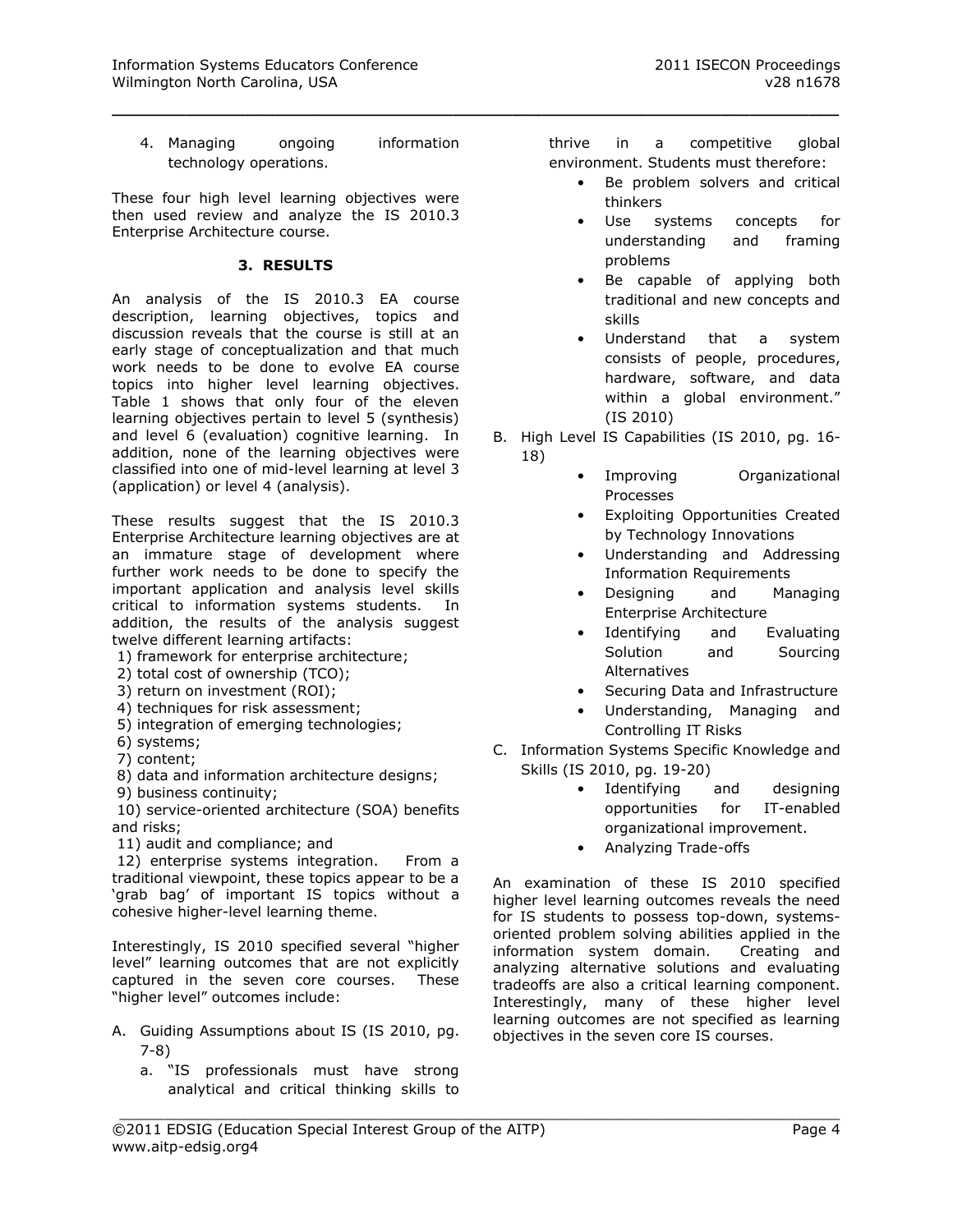4. Managing ongoing information technology operations.

These four high level learning objectives were then used review and analyze the IS 2010.3 Enterprise Architecture course.

## 3. RESULTS

An analysis of the IS 2010.3 EA course description, learning objectives, topics and discussion reveals that the course is still at an early stage of conceptualization and that much work needs to be done to evolve EA course topics into higher level learning objectives. Table 1 shows that only four of the eleven learning objectives pertain to level 5 (synthesis) and level 6 (evaluation) cognitive learning. In addition, none of the learning objectives were classified into one of mid-level learning at level 3 (application) or level 4 (analysis).

These results suggest that the IS 2010.3 Enterprise Architecture learning objectives are at an immature stage of development where further work needs to be done to specify the important application and analysis level skills critical to information systems students. In addition, the results of the analysis suggest twelve different learning artifacts:

1) framework for enterprise architecture;
2) total cost of ownership (TCO);
3) return on investment (ROI);
4) techniques for risk assessment;
5) integration of emerging technologies;
6) systems;
7) content;
8) data and information architecture designs;
9) business continuity;
10) service-oriented architecture (SOA) benefits and risks;
11) audit and compliance; and
12) enterprise systems integration. From a traditional viewpoint, these topics appear to be a 'grab bag' of important IS topics without a cohesive higher-level learning theme.

Interestingly, IS 2010 specified several "higher level" learning outcomes that are not explicitly captured in the seven core courses. These "higher level" outcomes include:

A. Guiding Assumptions about IS (IS 2010, pg. 7-8)
   a. "IS professionals must have strong analytical and critical thinking skills to thrive in a competitive global environment. Students must therefore:
      - Be problem solvers and critical thinkers
      - Use systems concepts for understanding and framing problems
      - Be capable of applying both traditional and new concepts and skills
      - Understand that a system consists of people, procedures, hardware, software, and data within a global environment." (IS 2010)
B. High Level IS Capabilities (IS 2010, pg. 16-18)
   - Improving Organizational Processes
   - Exploiting Opportunities Created by Technology Innovations
   - Understanding and Addressing Information Requirements
   - Designing and Managing Enterprise Architecture
   - Identifying and Evaluating Solution and Sourcing Alternatives
   - Securing Data and Infrastructure
   - Understanding, Managing and Controlling IT Risks
C. Information Systems Specific Knowledge and Skills (IS 2010, pg. 19-20)
   - Identifying and designing opportunities for IT-enabled organizational improvement.
   - Analyzing Trade-offs

An examination of these IS 2010 specified higher level learning outcomes reveals the need for IS students to possess top-down, systems-oriented problem solving abilities applied in the information system domain. Creating and analyzing alternative solutions and evaluating tradeoffs are also a critical learning component. Interestingly, many of these higher level learning outcomes are not specified as learning objectives in the seven core IS courses.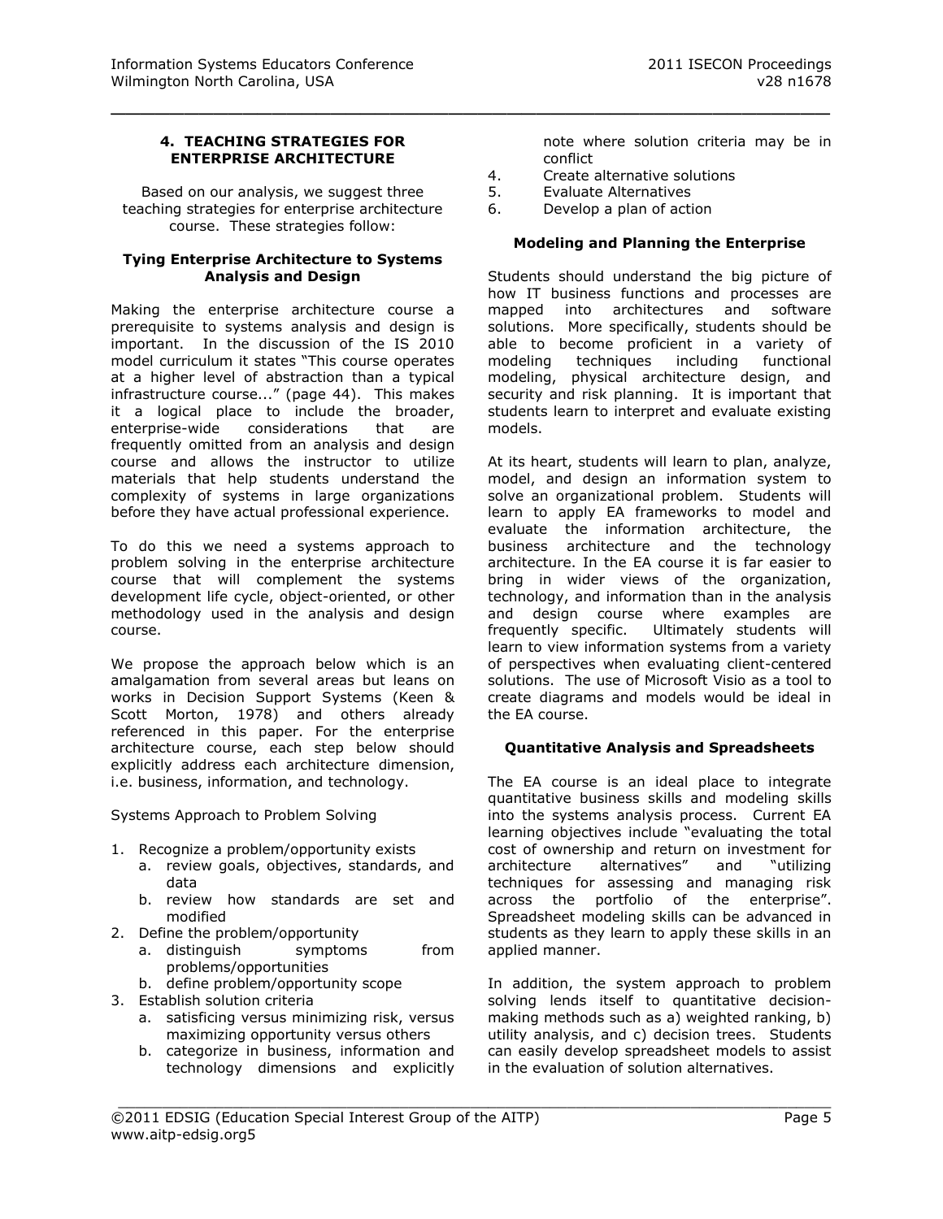## 4. TEACHING STRATEGIES FOR ENTERPRISE ARCHITECTURE

Based on our analysis, we suggest three teaching strategies for enterprise architecture course. These strategies follow:

### Tying Enterprise Architecture to Systems Analysis and Design

Making the enterprise architecture course a prerequisite to systems analysis and design is important. In the discussion of the IS 2010 model curriculum it states "This course operates at a higher level of abstraction than a typical infrastructure course..." (page 44). This makes it a logical place to include the broader, enterprise-wide considerations that are frequently omitted from an analysis and design course and allows the instructor to utilize materials that help students understand the complexity of systems in large organizations before they have actual professional experience.

To do this we need a systems approach to problem solving in the enterprise architecture course that will complement the systems development life cycle, object-oriented, or other methodology used in the analysis and design course.

We propose the approach below which is an amalgamation from several areas but leans on works in Decision Support Systems (Keen & Scott Morton, 1978) and others already referenced in this paper. For the enterprise architecture course, each step below should explicitly address each architecture dimension, i.e. business, information, and technology.

Systems Approach to Problem Solving

1. Recognize a problem/opportunity exists
   a. review goals, objectives, standards, and data
   b. review how standards are set and modified
2. Define the problem/opportunity
   a. distinguish symptoms from problems/opportunities
   b. define problem/opportunity scope
3. Establish solution criteria
   a. satisficing versus minimizing risk, versus maximizing opportunity versus others
   b. categorize in business, information and technology dimensions and explicitly note where solution criteria may be in conflict
4. Create alternative solutions
5. Evaluate Alternatives
6. Develop a plan of action

### Modeling and Planning the Enterprise

Students should understand the big picture of how IT business functions and processes are mapped into architectures and software solutions. More specifically, students should be able to become proficient in a variety of modeling techniques including functional modeling, physical architecture design, and security and risk planning. It is important that students learn to interpret and evaluate existing models.

At its heart, students will learn to plan, analyze, model, and design an information system to solve an organizational problem. Students will learn to apply EA frameworks to model and evaluate the information architecture, the business architecture and the technology architecture. In the EA course it is far easier to bring in wider views of the organization, technology, and information than in the analysis and design course where examples are frequently specific. Ultimately students will learn to view information systems from a variety of perspectives when evaluating client-centered solutions. The use of Microsoft Visio as a tool to create diagrams and models would be ideal in the EA course.

### Quantitative Analysis and Spreadsheets

The EA course is an ideal place to integrate quantitative business skills and modeling skills into the systems analysis process. Current EA learning objectives include "evaluating the total cost of ownership and return on investment for architecture alternatives" and "utilizing techniques for assessing and managing risk across the portfolio of the enterprise". Spreadsheet modeling skills can be advanced in students as they learn to apply these skills in an applied manner.

In addition, the system approach to problem solving lends itself to quantitative decision-making methods such as a) weighted ranking, b) utility analysis, and c) decision trees. Students can easily develop spreadsheet models to assist in the evaluation of solution alternatives.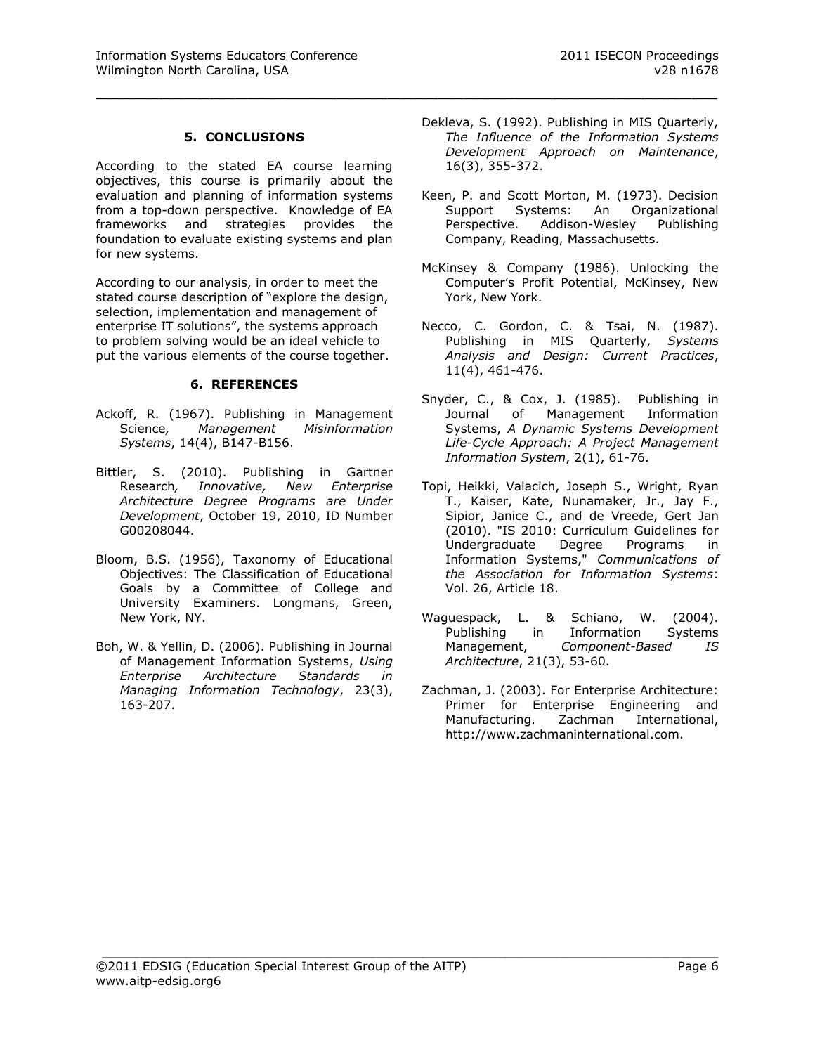## 5. CONCLUSIONS

According to the stated EA course learning objectives, this course is primarily about the evaluation and planning of information systems from a top-down perspective. Knowledge of EA frameworks and strategies provides the foundation to evaluate existing systems and plan for new systems.

According to our analysis, in order to meet the stated course description of "explore the design, selection, implementation and management of enterprise IT solutions", the systems approach to problem solving would be an ideal vehicle to put the various elements of the course together.

## 6. REFERENCES

Ackoff, R. (1967). Publishing in Management Science*, Management Misinformation Systems*, 14(4), B147-B156.

Bittler, S. (2010). Publishing in Gartner Research*, Innovative, New Enterprise Architecture Degree Programs are Under Development*, October 19, 2010, ID Number G00208044.

Bloom, B.S. (1956), Taxonomy of Educational Objectives: The Classification of Educational Goals by a Committee of College and University Examiners. Longmans, Green, New York, NY.

Boh, W. & Yellin, D. (2006). Publishing in Journal of Management Information Systems, *Using Enterprise Architecture Standards in Managing Information Technology*, 23(3), 163-207.

Dekleva, S. (1992). Publishing in MIS Quarterly, *The Influence of the Information Systems Development Approach on Maintenance*, 16(3), 355-372.

Keen, P. and Scott Morton, M. (1973). Decision Support Systems: An Organizational Perspective. Addison-Wesley Publishing Company, Reading, Massachusetts.

McKinsey & Company (1986). Unlocking the Computer's Profit Potential, McKinsey, New York, New York.

Necco, C. Gordon, C. & Tsai, N. (1987). Publishing in MIS Quarterly, *Systems Analysis and Design: Current Practices*, 11(4), 461-476.

Snyder, C., & Cox, J. (1985). Publishing in Journal of Management Information Systems, *A Dynamic Systems Development Life-Cycle Approach: A Project Management Information System*, 2(1), 61-76.

Topi, Heikki, Valacich, Joseph S., Wright, Ryan T., Kaiser, Kate, Nunamaker, Jr., Jay F., Sipior, Janice C., and de Vreede, Gert Jan (2010). "IS 2010: Curriculum Guidelines for Undergraduate Degree Programs in Information Systems," *Communications of the Association for Information Systems*: Vol. 26, Article 18.

Waguespack, L. & Schiano, W. (2004). Publishing in Information Systems Management, *Component-Based IS Architecture*, 21(3), 53-60.

Zachman, J. (2003). For Enterprise Architecture: Primer for Enterprise Engineering and Manufacturing. Zachman International, http://www.zachmaninternational.com.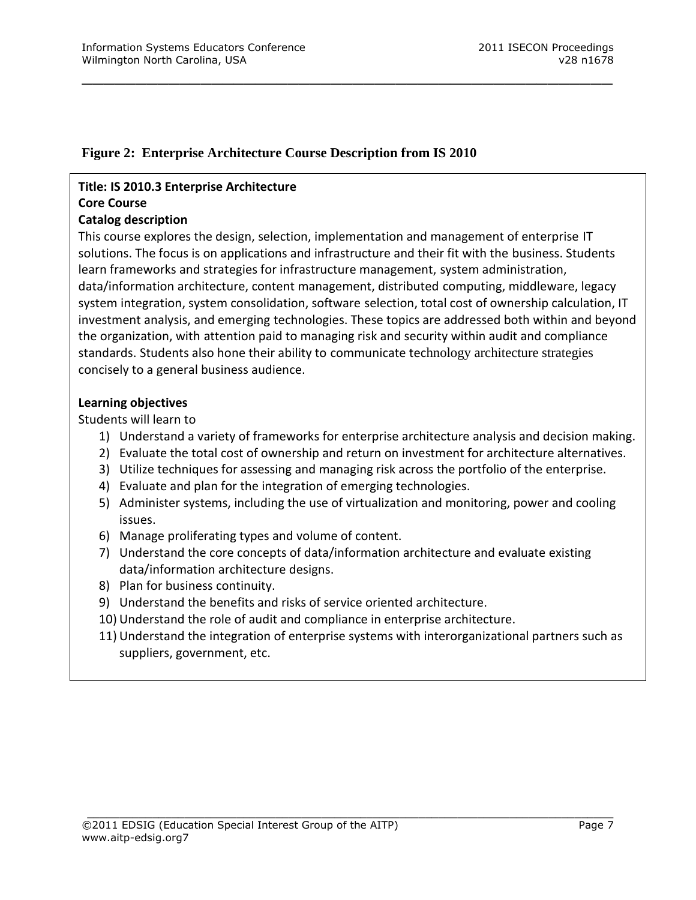**Figure 2: Enterprise Architecture Course Description from IS 2010**

**Title: IS 2010.3 Enterprise Architecture**
**Core Course**
**Catalog description**

This course explores the design, selection, implementation and management of enterprise IT solutions. The focus is on applications and infrastructure and their fit with the business. Students learn frameworks and strategies for infrastructure management, system administration, data/information architecture, content management, distributed computing, middleware, legacy system integration, system consolidation, software selection, total cost of ownership calculation, IT investment analysis, and emerging technologies. These topics are addressed both within and beyond the organization, with attention paid to managing risk and security within audit and compliance standards. Students also hone their ability to communicate technology architecture strategies concisely to a general business audience.

**Learning objectives**

Students will learn to

1) Understand a variety of frameworks for enterprise architecture analysis and decision making.
2) Evaluate the total cost of ownership and return on investment for architecture alternatives.
3) Utilize techniques for assessing and managing risk across the portfolio of the enterprise.
4) Evaluate and plan for the integration of emerging technologies.
5) Administer systems, including the use of virtualization and monitoring, power and cooling issues.
6) Manage proliferating types and volume of content.
7) Understand the core concepts of data/information architecture and evaluate existing data/information architecture designs.
8) Plan for business continuity.
9) Understand the benefits and risks of service oriented architecture.
10) Understand the role of audit and compliance in enterprise architecture.
11) Understand the integration of enterprise systems with interorganizational partners such as suppliers, government, etc.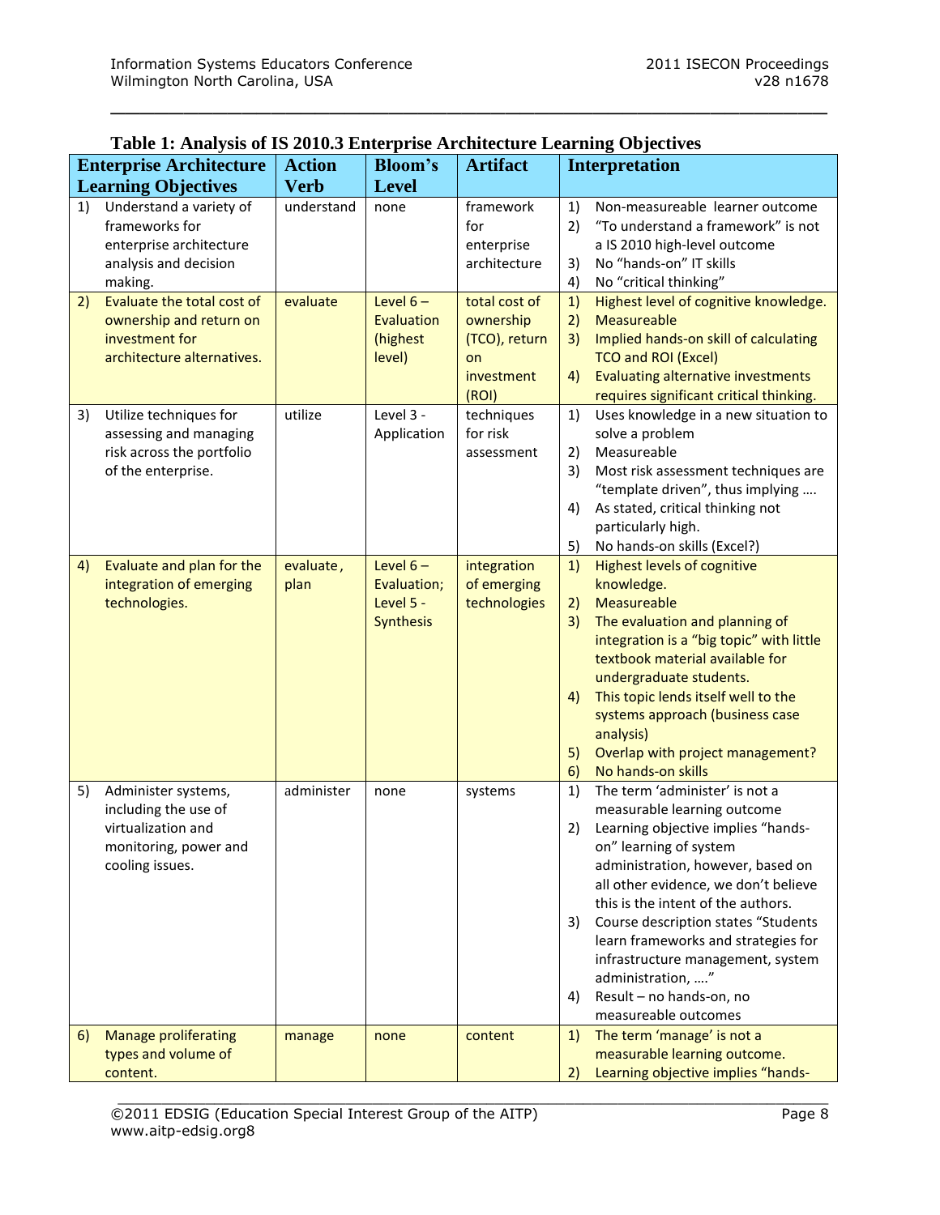**Table 1: Analysis of IS 2010.3 Enterprise Architecture Learning Objectives**

| Enterprise Architecture Learning Objectives | Action Verb | Bloom's Level | Artifact | Interpretation |
|---|---|---|---|---|
| 1) Understand a variety of frameworks for enterprise architecture analysis and decision making. | understand | none | framework for enterprise architecture | 1) Non-measureable learner outcome<br>2) "To understand a framework" is not a IS 2010 high-level outcome<br>3) No "hands-on" IT skills<br>4) No "critical thinking" |
| 2) Evaluate the total cost of ownership and return on investment for architecture alternatives. | evaluate | Level 6 – Evaluation (highest level) | total cost of ownership (TCO), return on investment (ROI) | 1) Highest level of cognitive knowledge.<br>2) Measureable<br>3) Implied hands-on skill of calculating TCO and ROI (Excel)<br>4) Evaluating alternative investments requires significant critical thinking. |
| 3) Utilize techniques for assessing and managing risk across the portfolio of the enterprise. | utilize | Level 3 - Application | techniques for risk assessment | 1) Uses knowledge in a new situation to solve a problem<br>2) Measureable<br>3) Most risk assessment techniques are "template driven", thus implying ….<br>4) As stated, critical thinking not particularly high.<br>5) No hands-on skills (Excel?) |
| 4) Evaluate and plan for the integration of emerging technologies. | evaluate, plan | Level 6 – Evaluation; Level 5 - Synthesis | integration of emerging technologies | 1) Highest levels of cognitive knowledge.<br>2) Measureable<br>3) The evaluation and planning of integration is a "big topic" with little textbook material available for undergraduate students.<br>4) This topic lends itself well to the systems approach (business case analysis)<br>5) Overlap with project management?<br>6) No hands-on skills |
| 5) Administer systems, including the use of virtualization and monitoring, power and cooling issues. | administer | none | systems | 1) The term 'administer' is not a measurable learning outcome<br>2) Learning objective implies "hands-on" learning of system administration, however, based on all other evidence, we don't believe this is the intent of the authors.<br>3) Course description states "Students learn frameworks and strategies for infrastructure management, system administration, …."<br>4) Result – no hands-on, no measureable outcomes |
| 6) Manage proliferating types and volume of content. | manage | none | content | 1) The term 'manage' is not a measurable learning outcome.<br>2) Learning objective implies "hands- |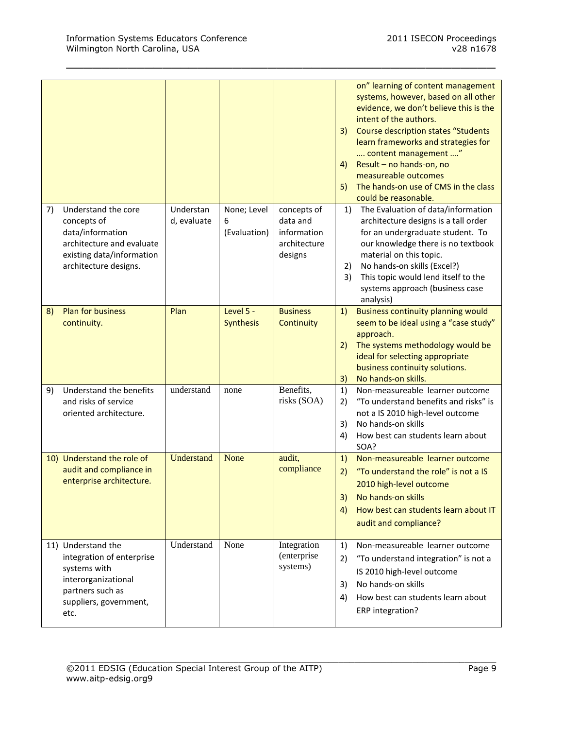| | | | | |
|---|---|---|---|---|
| | | | | on" learning of content management systems, however, based on all other evidence, we don't believe this is the intent of the authors.<br>3) Course description states "Students learn frameworks and strategies for …. content management …."<br>4) Result – no hands-on, no measureable outcomes<br>5) The hands-on use of CMS in the class could be reasonable. |
| 7) Understand the core concepts of data/information architecture and evaluate existing data/information architecture designs. | Understand, evaluate | None; Level 6 (Evaluation) | concepts of data and information architecture designs | 1) The Evaluation of data/information architecture designs is a tall order for an undergraduate student. To our knowledge there is no textbook material on this topic.<br>2) No hands-on skills (Excel?)<br>3) This topic would lend itself to the systems approach (business case analysis) |
| 8) Plan for business continuity. | Plan | Level 5 - Synthesis | Business Continuity | 1) Business continuity planning would seem to be ideal using a "case study" approach.<br>2) The systems methodology would be ideal for selecting appropriate business continuity solutions.<br>3) No hands-on skills. |
| 9) Understand the benefits and risks of service oriented architecture. | understand | none | Benefits, risks (SOA) | 1) Non-measureable learner outcome<br>2) "To understand benefits and risks" is not a IS 2010 high-level outcome<br>3) No hands-on skills<br>4) How best can students learn about SOA? |
| 10) Understand the role of audit and compliance in enterprise architecture. | Understand | None | audit, compliance | 1) Non-measureable learner outcome<br>2) "To understand the role" is not a IS 2010 high-level outcome<br>3) No hands-on skills<br>4) How best can students learn about IT audit and compliance? |
| 11) Understand the integration of enterprise systems with interorganizational partners such as suppliers, government, etc. | Understand | None | Integration (enterprise systems) | 1) Non-measureable learner outcome<br>2) "To understand integration" is not a IS 2010 high-level outcome<br>3) No hands-on skills<br>4) How best can students learn about ERP integration? |